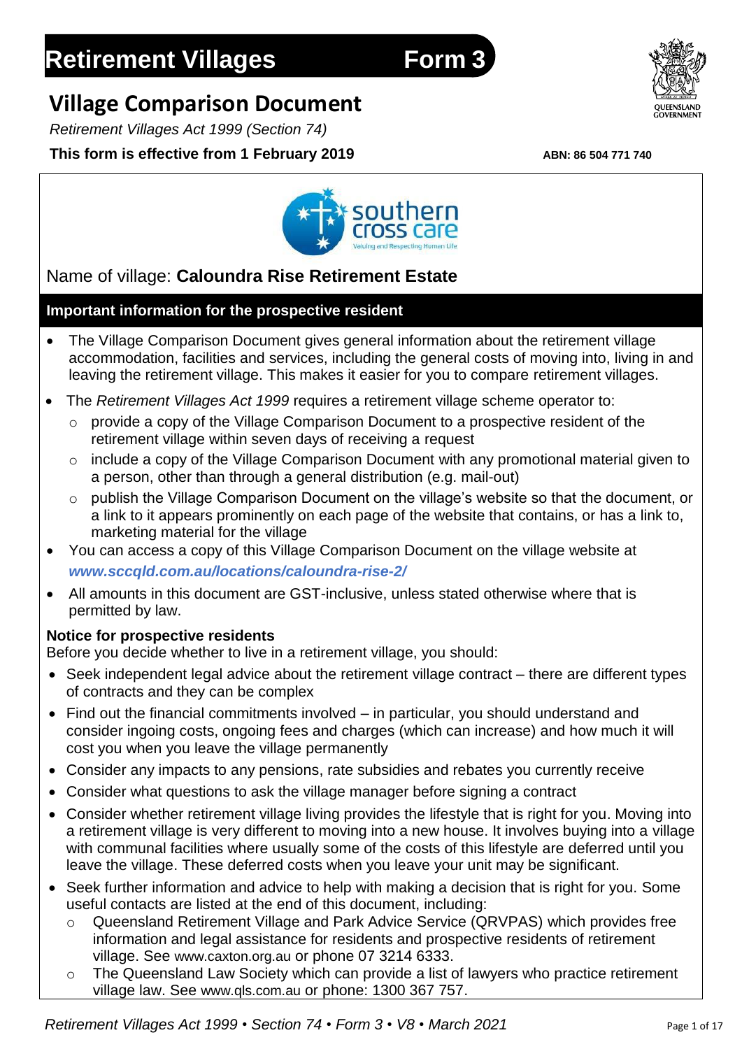# Retirement Villages Form 3

## Village Comparison Document

*Retirement Villages Act 1999 (Section 74)*

**This form is effective from 1 February 2019**

**ABN: 86 504 771 740**

Name of village: **Caloundra Rise Retirement Estate**

### Important information for the prospective resident

- The Village Comparison Document gives general information about the retirement village accommodation, facilities and services, including the general costs of moving into, living in and leaving the retirement village. This makes it easier for you to compare retirement villages.
- The *Retirement Villages Act 1999* requires a retirement village scheme operator to:
  - provide a copy of the Village Comparison Document to a prospective resident of the retirement village within seven days of receiving a request
  - include a copy of the Village Comparison Document with any promotional material given to a person, other than through a general distribution (e.g. mail-out)
  - publish the Village Comparison Document on the village's website so that the document, or a link to it appears prominently on each page of the website that contains, or has a link to, marketing material for the village
- You can access a copy of this Village Comparison Document on the village website at ***www.sccqld.com.au/locations/caloundra-rise-2/***
- All amounts in this document are GST-inclusive, unless stated otherwise where that is permitted by law.

**Notice for prospective residents**

Before you decide whether to live in a retirement village, you should:

- Seek independent legal advice about the retirement village contract – there are different types of contracts and they can be complex
- Find out the financial commitments involved – in particular, you should understand and consider ingoing costs, ongoing fees and charges (which can increase) and how much it will cost you when you leave the village permanently
- Consider any impacts to any pensions, rate subsidies and rebates you currently receive
- Consider what questions to ask the village manager before signing a contract
- Consider whether retirement village living provides the lifestyle that is right for you. Moving into a retirement village is very different to moving into a new house. It involves buying into a village with communal facilities where usually some of the costs of this lifestyle are deferred until you leave the village. These deferred costs when you leave your unit may be significant.
- Seek further information and advice to help with making a decision that is right for you. Some useful contacts are listed at the end of this document, including:
  - Queensland Retirement Village and Park Advice Service (QRVPAS) which provides free information and legal assistance for residents and prospective residents of retirement village. See www.caxton.org.au or phone 07 3214 6333.
  - The Queensland Law Society which can provide a list of lawyers who practice retirement village law. See www.qls.com.au or phone: 1300 367 757.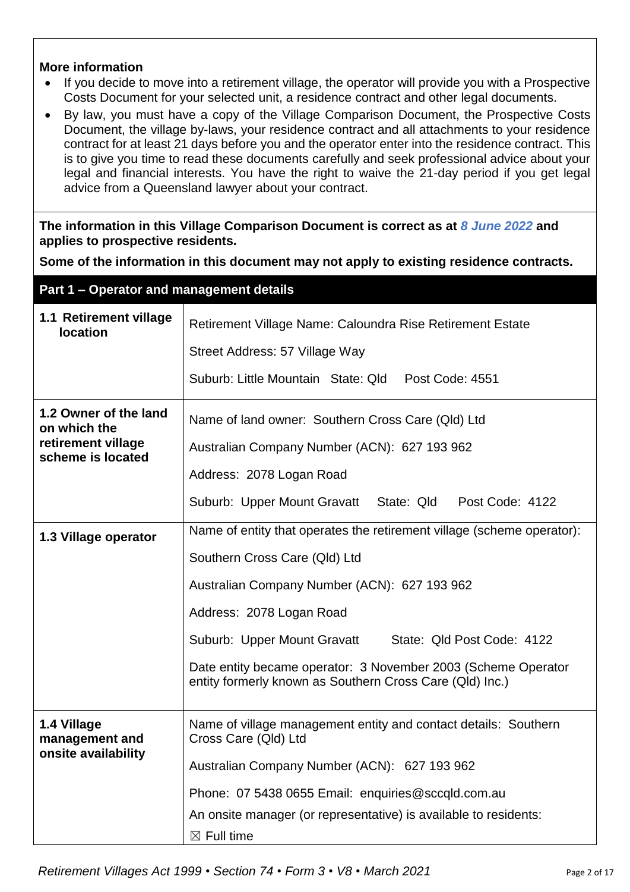**More information**

- If you decide to move into a retirement village, the operator will provide you with a Prospective Costs Document for your selected unit, a residence contract and other legal documents.
- By law, you must have a copy of the Village Comparison Document, the Prospective Costs Document, the village by-laws, your residence contract and all attachments to your residence contract for at least 21 days before you and the operator enter into the residence contract. This is to give you time to read these documents carefully and seek professional advice about your legal and financial interests. You have the right to waive the 21-day period if you get legal advice from a Queensland lawyer about your contract.

**The information in this Village Comparison Document is correct as at *8 June 2022* and applies to prospective residents.**

**Some of the information in this document may not apply to existing residence contracts.**

## Part 1 – Operator and management details

| | |
|---|---|
| **1.1 Retirement village location** | Retirement Village Name: Caloundra Rise Retirement Estate<br><br>Street Address: 57 Village Way<br><br>Suburb: Little Mountain State: Qld Post Code: 4551 |
| **1.2 Owner of the land on which the retirement village scheme is located** | Name of land owner: Southern Cross Care (Qld) Ltd<br><br>Australian Company Number (ACN): 627 193 962<br><br>Address: 2078 Logan Road<br><br>Suburb: Upper Mount Gravatt State: Qld Post Code: 4122 |
| **1.3 Village operator** | Name of entity that operates the retirement village (scheme operator):<br><br>Southern Cross Care (Qld) Ltd<br><br>Australian Company Number (ACN): 627 193 962<br><br>Address: 2078 Logan Road<br><br>Suburb: Upper Mount Gravatt State: Qld Post Code: 4122<br><br>Date entity became operator: 3 November 2003 (Scheme Operator entity formerly known as Southern Cross Care (Qld) Inc.) |
| **1.4 Village management and onsite availability** | Name of village management entity and contact details: Southern Cross Care (Qld) Ltd<br><br>Australian Company Number (ACN): 627 193 962<br><br>Phone: 07 5438 0655 Email: enquiries@sccqld.com.au<br><br>An onsite manager (or representative) is available to residents:<br><br>☒ Full time |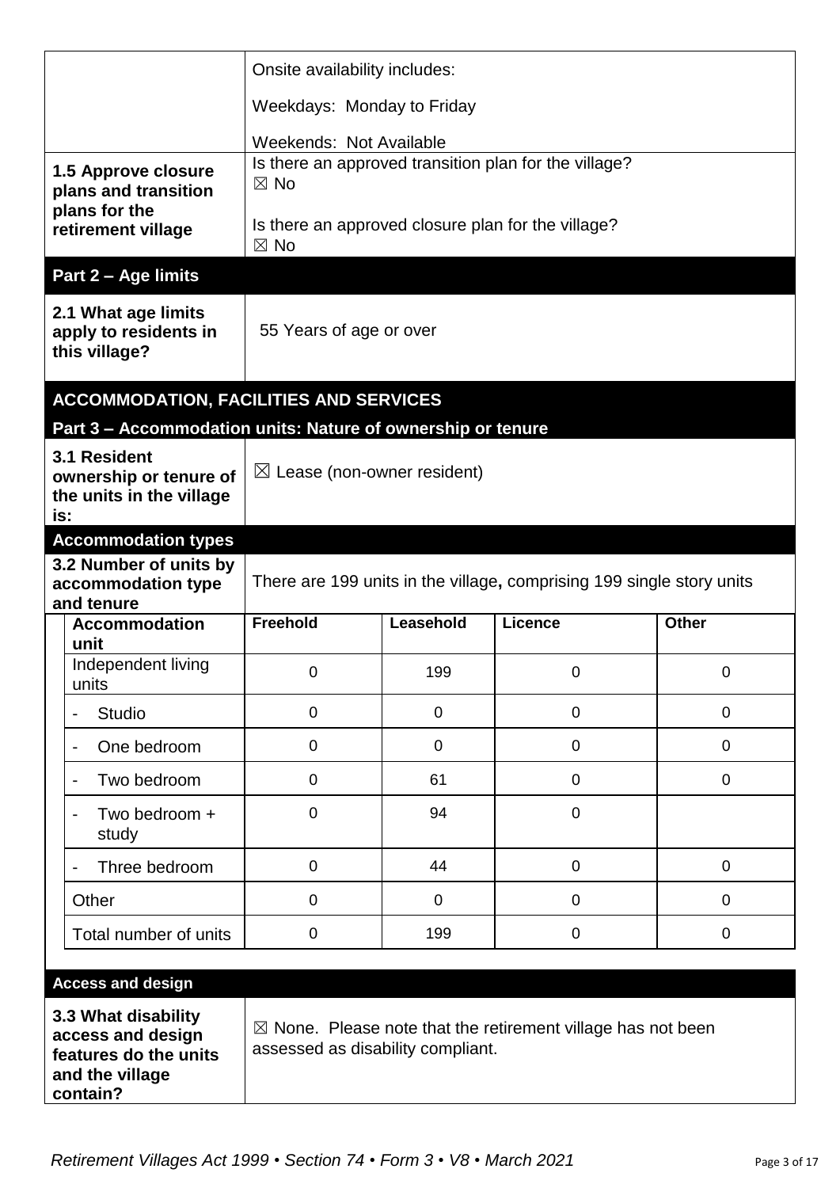| | |
|---|---|
| | Onsite availability includes:<br><br>Weekdays: Monday to Friday<br><br>Weekends: Not Available |
| **1.5 Approve closure plans and transition plans for the retirement village** | Is there an approved transition plan for the village?<br>☒ No<br><br>Is there an approved closure plan for the village?<br>☒ No |

## Part 2 – Age limits

| | |
|---|---|
| **2.1 What age limits apply to residents in this village?** | 55 Years of age or over |

# ACCOMMODATION, FACILITIES AND SERVICES

## Part 3 – Accommodation units: Nature of ownership or tenure

| | |
|---|---|
| **3.1 Resident ownership or tenure of the units in the village is:** | ☒ Lease (non-owner resident) |

### Accommodation types

**3.2 Number of units by accommodation type and tenure**

There are 199 units in the village, comprising 199 single story units

| Accommodation unit | Freehold | Leasehold | Licence | Other |
|---|---|---|---|---|
| Independent living units | 0 | 199 | 0 | 0 |
| - Studio | 0 | 0 | 0 | 0 |
| - One bedroom | 0 | 0 | 0 | 0 |
| - Two bedroom | 0 | 61 | 0 | 0 |
| - Two bedroom + study | 0 | 94 | 0 | |
| - Three bedroom | 0 | 44 | 0 | 0 |
| Other | 0 | 0 | 0 | 0 |
| Total number of units | 0 | 199 | 0 | 0 |

### Access and design

| | |
|---|---|
| **3.3 What disability access and design features do the units and the village contain?** | ☒ None. Please note that the retirement village has not been assessed as disability compliant. |

*Retirement Villages Act 1999 • Section 74 • Form 3 • V8 • March 2021*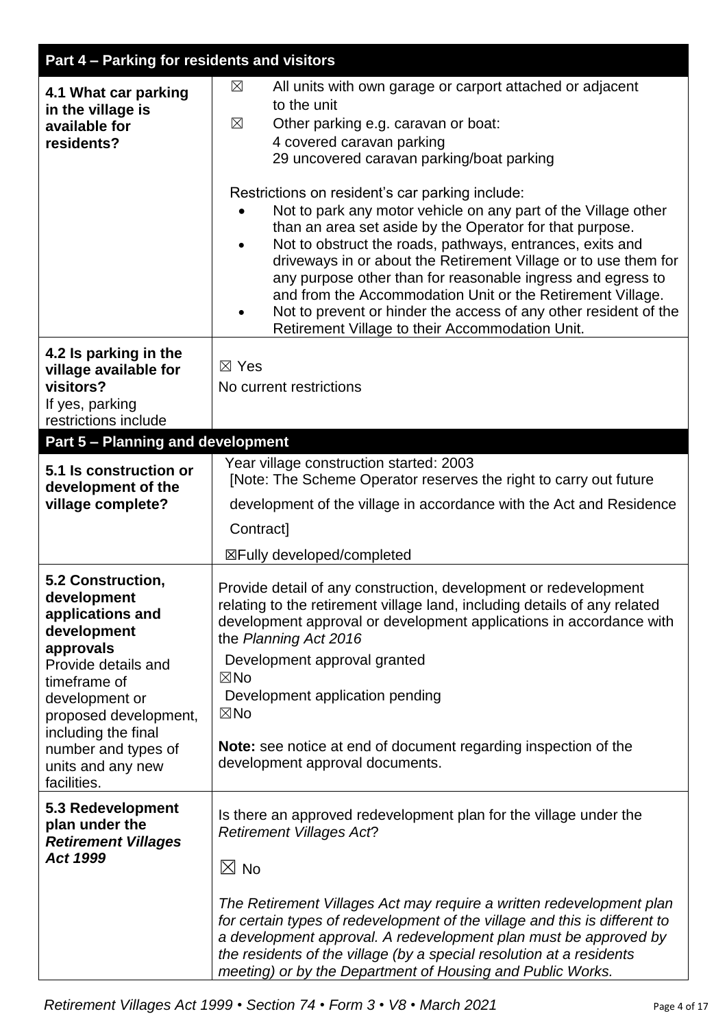| Part 4 – Parking for residents and visitors | |
|---|---|
| **4.1 What car parking in the village is available for residents?** | ☒ All units with own garage or carport attached or adjacent to the unit<br>☒ Other parking e.g. caravan or boat:<br>4 covered caravan parking<br>29 uncovered caravan parking/boat parking<br><br>Restrictions on resident's car parking include:<br>• Not to park any motor vehicle on any part of the Village other than an area set aside by the Operator for that purpose.<br>• Not to obstruct the roads, pathways, entrances, exits and driveways in or about the Retirement Village or to use them for any purpose other than for reasonable ingress and egress to and from the Accommodation Unit or the Retirement Village.<br>• Not to prevent or hinder the access of any other resident of the Retirement Village to their Accommodation Unit. |
| **4.2 Is parking in the village available for visitors?**<br>If yes, parking restrictions include | ☒ Yes<br>No current restrictions |

| Part 5 – Planning and development | |
|---|---|
| **5.1 Is construction or development of the village complete?** | Year village construction started: 2003<br>[Note: The Scheme Operator reserves the right to carry out future development of the village in accordance with the Act and Residence Contract]<br><br>☒Fully developed/completed |
| **5.2 Construction, development applications and development approvals**<br>Provide details and timeframe of development or proposed development, including the final number and types of units and any new facilities. | Provide detail of any construction, development or redevelopment relating to the retirement village land, including details of any related development approval or development applications in accordance with the *Planning Act 2016*<br>Development approval granted<br>☒No<br>Development application pending<br>☒No<br><br>**Note:** see notice at end of document regarding inspection of the development approval documents. |
| **5.3 Redevelopment plan under the *Retirement Villages Act 1999*** | Is there an approved redevelopment plan for the village under the *Retirement Villages Act*?<br><br>☒ No<br><br>*The Retirement Villages Act may require a written redevelopment plan for certain types of redevelopment of the village and this is different to a development approval. A redevelopment plan must be approved by the residents of the village (by a special resolution at a residents meeting) or by the Department of Housing and Public Works.* |

*Retirement Villages Act 1999 • Section 74 • Form 3 • V8 • March 2021*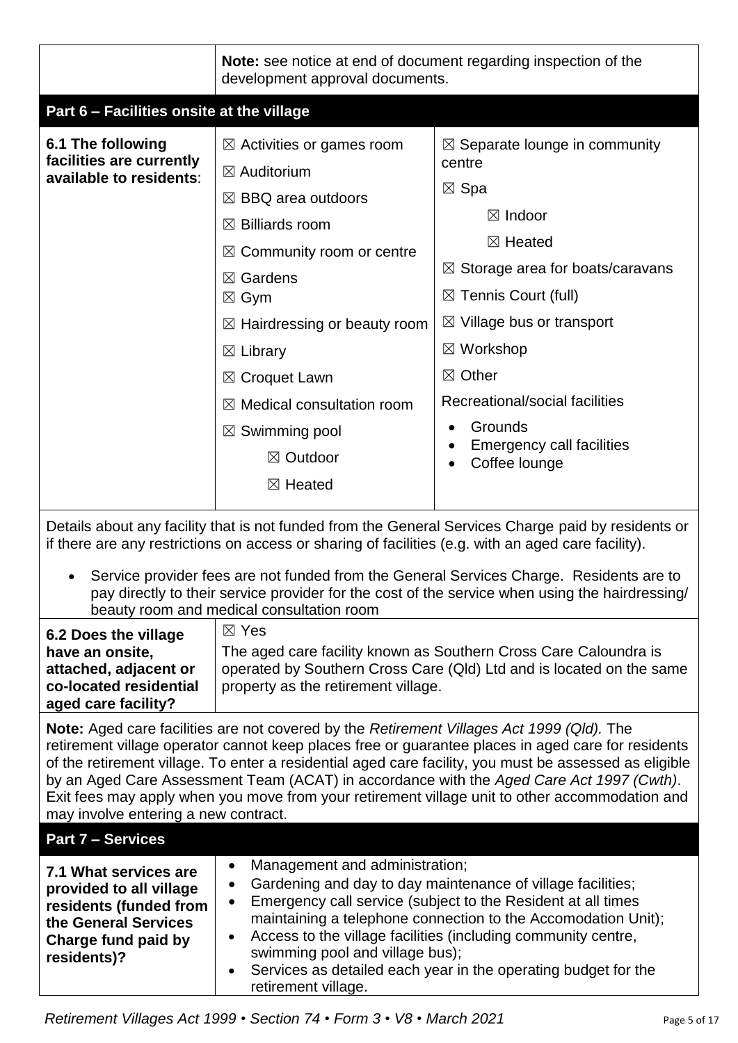| | **Note:** see notice at end of document regarding inspection of the development approval documents. |
|---|---|

## Part 6 – Facilities onsite at the village

| **6.1 The following facilities are currently available to residents**: | ☒ Activities or games room<br>☒ Auditorium<br>☒ BBQ area outdoors<br>☒ Billiards room<br>☒ Community room or centre<br>☒ Gardens<br>☒ Gym<br>☒ Hairdressing or beauty room<br>☒ Library<br>☒ Croquet Lawn<br>☒ Medical consultation room<br>☒ Swimming pool<br>☒ Outdoor<br>☒ Heated | ☒ Separate lounge in community centre<br>☒ Spa<br>☒ Indoor<br>☒ Heated<br>☒ Storage area for boats/caravans<br>☒ Tennis Court (full)<br>☒ Village bus or transport<br>☒ Workshop<br>☒ Other<br>Recreational/social facilities<br>• Grounds<br>• Emergency call facilities<br>• Coffee lounge |
|---|---|---|

Details about any facility that is not funded from the General Services Charge paid by residents or if there are any restrictions on access or sharing of facilities (e.g. with an aged care facility).

- Service provider fees are not funded from the General Services Charge. Residents are to pay directly to their service provider for the cost of the service when using the hairdressing/ beauty room and medical consultation room

| **6.2 Does the village have an onsite, attached, adjacent or co-located residential aged care facility?** | ☒ Yes<br>The aged care facility known as Southern Cross Care Caloundra is operated by Southern Cross Care (Qld) Ltd and is located on the same property as the retirement village. |
|---|---|

**Note:** Aged care facilities are not covered by the *Retirement Villages Act 1999 (Qld).* The retirement village operator cannot keep places free or guarantee places in aged care for residents of the retirement village. To enter a residential aged care facility, you must be assessed as eligible by an Aged Care Assessment Team (ACAT) in accordance with the *Aged Care Act 1997 (Cwth)*. Exit fees may apply when you move from your retirement village unit to other accommodation and may involve entering a new contract.

## Part 7 – Services

| **7.1 What services are provided to all village residents (funded from the General Services Charge fund paid by residents)?** | • Management and administration;<br>• Gardening and day to day maintenance of village facilities;<br>• Emergency call service (subject to the Resident at all times maintaining a telephone connection to the Accomodation Unit);<br>• Access to the village facilities (including community centre, swimming pool and village bus);<br>• Services as detailed each year in the operating budget for the retirement village. |
|---|---|

*Retirement Villages Act 1999 • Section 74 • Form 3 • V8 • March 2021*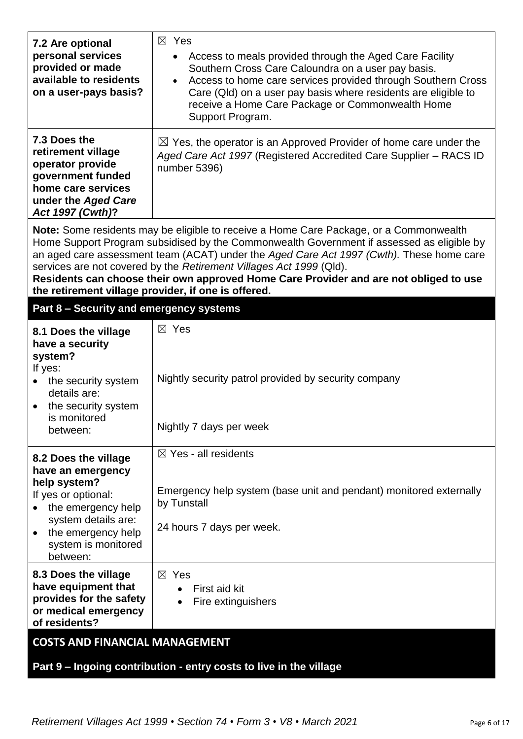| | |
|---|---|
| **7.2 Are optional personal services provided or made available to residents on a user-pays basis?** | ☒ Yes<br>• Access to meals provided through the Aged Care Facility Southern Cross Care Caloundra on a user pay basis.<br>• Access to home care services provided through Southern Cross Care (Qld) on a user pay basis where residents are eligible to receive a Home Care Package or Commonwealth Home Support Program. |
| **7.3 Does the retirement village operator provide government funded home care services under the *Aged Care Act 1997 (Cwth)*?** | ☒ Yes, the operator is an Approved Provider of home care under the *Aged Care Act 1997* (Registered Accredited Care Supplier – RACS ID number 5396) |

**Note:** Some residents may be eligible to receive a Home Care Package, or a Commonwealth Home Support Program subsidised by the Commonwealth Government if assessed as eligible by an aged care assessment team (ACAT) under the *Aged Care Act 1997 (Cwth).* These home care services are not covered by the *Retirement Villages Act 1999* (Qld).
**Residents can choose their own approved Home Care Provider and are not obliged to use the retirement village provider, if one is offered.**

## Part 8 – Security and emergency systems

| | |
|---|---|
| **8.1 Does the village have a security system?**<br>If yes:<br>• the security system details are:<br>• the security system is monitored between: | ☒ Yes<br><br>Nightly security patrol provided by security company<br><br>Nightly 7 days per week |
| **8.2 Does the village have an emergency help system?**<br>If yes or optional:<br>• the emergency help system details are:<br>• the emergency help system is monitored between: | ☒ Yes - all residents<br><br>Emergency help system (base unit and pendant) monitored externally by Tunstall<br><br>24 hours 7 days per week. |
| **8.3 Does the village have equipment that provides for the safety or medical emergency of residents?** | ☒ Yes<br>• First aid kit<br>• Fire extinguishers |

## COSTS AND FINANCIAL MANAGEMENT

## Part 9 – Ingoing contribution - entry costs to live in the village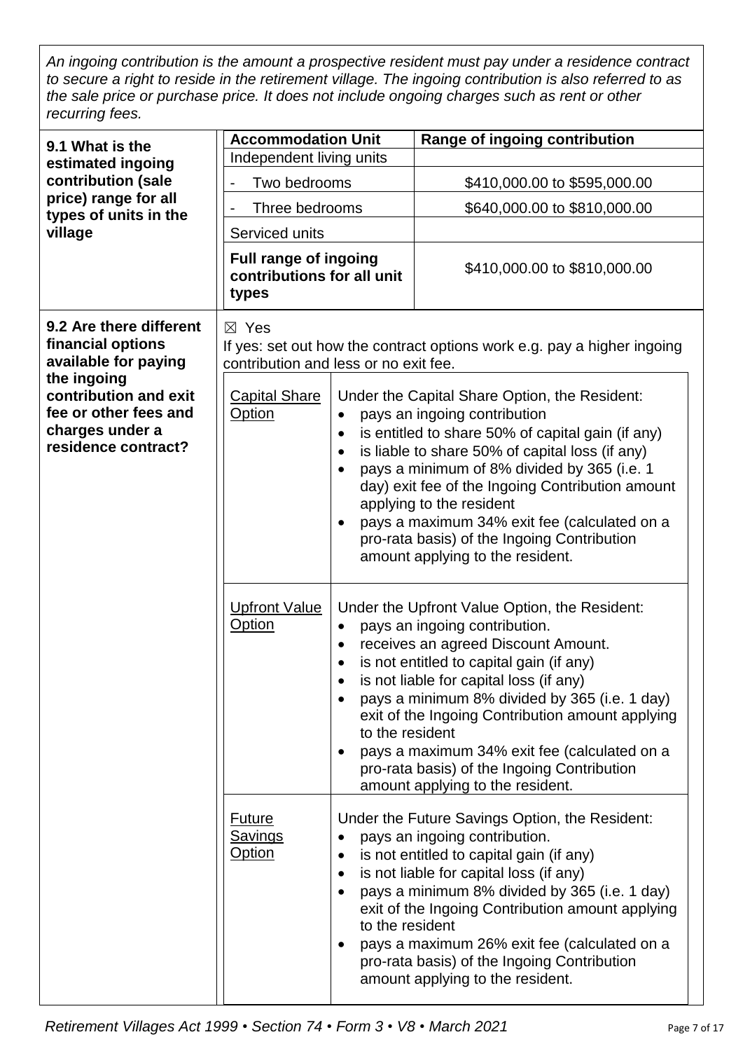*An ingoing contribution is the amount a prospective resident must pay under a residence contract to secure a right to reside in the retirement village. The ingoing contribution is also referred to as the sale price or purchase price. It does not include ongoing charges such as rent or other recurring fees.*

| | Accommodation Unit | Range of ingoing contribution |
|---|---|---|
| **9.1 What is the estimated ingoing contribution (sale price) range for all types of units in the village** | Independent living units | |
| | - Two bedrooms | $410,000.00 to $595,000.00 |
| | - Three bedrooms | $640,000.00 to $810,000.00 |
| | Serviced units | |
| | **Full range of ingoing contributions for all unit types** | $410,000.00 to $810,000.00 |

**9.2 Are there different financial options available for paying the ingoing contribution and exit fee or other fees and charges under a residence contract?**

☒ Yes

If yes: set out how the contract options work e.g. pay a higher ingoing contribution and less or no exit fee.

| Option | Details |
|---|---|
| Capital Share Option | Under the Capital Share Option, the Resident:<br>• pays an ingoing contribution<br>• is entitled to share 50% of capital gain (if any)<br>• is liable to share 50% of capital loss (if any)<br>• pays a minimum of 8% divided by 365 (i.e. 1 day) exit fee of the Ingoing Contribution amount applying to the resident<br>• pays a maximum 34% exit fee (calculated on a pro-rata basis) of the Ingoing Contribution amount applying to the resident. |
| Upfront Value Option | Under the Upfront Value Option, the Resident:<br>• pays an ingoing contribution.<br>• receives an agreed Discount Amount.<br>• is not entitled to capital gain (if any)<br>• is not liable for capital loss (if any)<br>• pays a minimum 8% divided by 365 (i.e. 1 day) exit of the Ingoing Contribution amount applying to the resident<br>• pays a maximum 34% exit fee (calculated on a pro-rata basis) of the Ingoing Contribution amount applying to the resident. |
| Future Savings Option | Under the Future Savings Option, the Resident:<br>• pays an ingoing contribution.<br>• is not entitled to capital gain (if any)<br>• is not liable for capital loss (if any)<br>• pays a minimum 8% divided by 365 (i.e. 1 day) exit of the Ingoing Contribution amount applying to the resident<br>• pays a maximum 26% exit fee (calculated on a pro-rata basis) of the Ingoing Contribution amount applying to the resident. |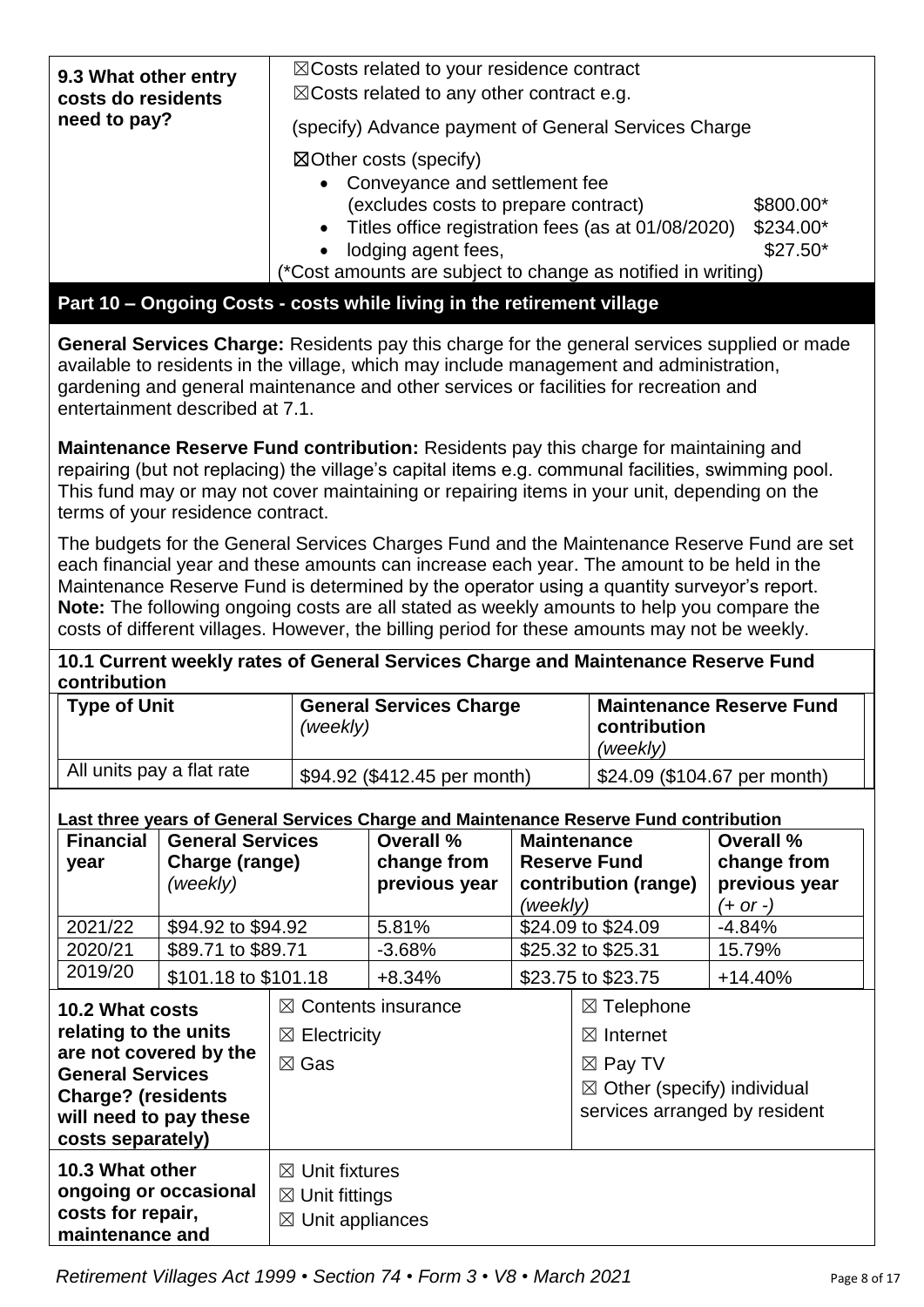| **9.3 What other entry costs do residents need to pay?** | ☒Costs related to your residence contract<br>☒Costs related to any other contract e.g.<br>(specify) Advance payment of General Services Charge<br>☒Other costs (specify)<br>• Conveyance and settlement fee (excludes costs to prepare contract) $800.00*<br>• Titles office registration fees (as at 01/08/2020) $234.00*<br>• lodging agent fees, $27.50*<br>(*Cost amounts are subject to change as notified in writing) |
|---|---|

## Part 10 – Ongoing Costs - costs while living in the retirement village

**General Services Charge:** Residents pay this charge for the general services supplied or made available to residents in the village, which may include management and administration, gardening and general maintenance and other services or facilities for recreation and entertainment described at 7.1.

**Maintenance Reserve Fund contribution:** Residents pay this charge for maintaining and repairing (but not replacing) the village's capital items e.g. communal facilities, swimming pool. This fund may or may not cover maintaining or repairing items in your unit, depending on the terms of your residence contract.

The budgets for the General Services Charges Fund and the Maintenance Reserve Fund are set each financial year and these amounts can increase each year. The amount to be held in the Maintenance Reserve Fund is determined by the operator using a quantity surveyor's report. **Note:** The following ongoing costs are all stated as weekly amounts to help you compare the costs of different villages. However, the billing period for these amounts may not be weekly.

**10.1 Current weekly rates of General Services Charge and Maintenance Reserve Fund contribution**

| Type of Unit | General Services Charge *(weekly)* | Maintenance Reserve Fund contribution *(weekly)* |
|---|---|---|
| All units pay a flat rate | $94.92 ($412.45 per month) | $24.09 ($104.67 per month) |

**Last three years of General Services Charge and Maintenance Reserve Fund contribution**

| Financial year | General Services Charge (range) *(weekly)* | Overall % change from previous year | Maintenance Reserve Fund contribution (range) *(weekly)* | Overall % change from previous year *(+ or -)* |
|---|---|---|---|---|
| 2021/22 | $94.92 to $94.92 | 5.81% | $24.09 to $24.09 | -4.84% |
| 2020/21 | $89.71 to $89.71 | -3.68% | $25.32 to $25.31 | 15.79% |
| 2019/20 | $101.18 to $101.18 | +8.34% | $23.75 to $23.75 | +14.40% |

| **10.2 What costs relating to the units are not covered by the General Services Charge? (residents will need to pay these costs separately)** | ☒ Contents insurance<br>☒ Electricity<br>☒ Gas | ☒ Telephone<br>☒ Internet<br>☒ Pay TV<br>☒ Other (specify) individual services arranged by resident |
|---|---|---|
| **10.3 What other ongoing or occasional costs for repair, maintenance and** | ☒ Unit fixtures<br>☒ Unit fittings<br>☒ Unit appliances | |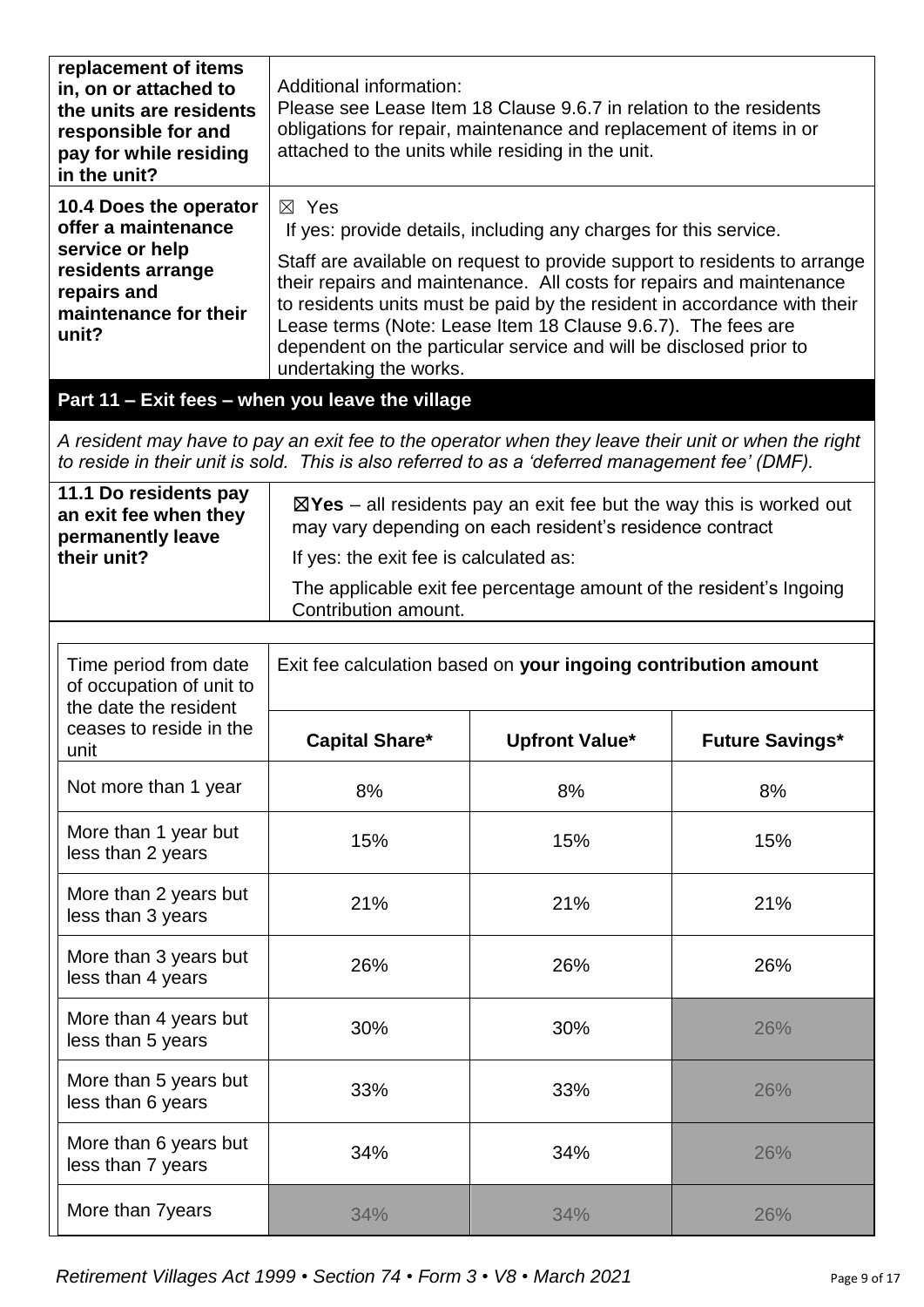| **replacement of items in, on or attached to the units are residents responsible for and pay for while residing in the unit?** | Additional information:<br>Please see Lease Item 18 Clause 9.6.7 in relation to the residents obligations for repair, maintenance and replacement of items in or attached to the units while residing in the unit. |
|---|---|
| **10.4 Does the operator offer a maintenance service or help residents arrange repairs and maintenance for their unit?** | ☒ Yes<br>If yes: provide details, including any charges for this service.<br>Staff are available on request to provide support to residents to arrange their repairs and maintenance. All costs for repairs and maintenance to residents units must be paid by the resident in accordance with their Lease terms (Note: Lease Item 18 Clause 9.6.7). The fees are dependent on the particular service and will be disclosed prior to undertaking the works. |

## Part 11 – Exit fees – when you leave the village

*A resident may have to pay an exit fee to the operator when they leave their unit or when the right to reside in their unit is sold. This is also referred to as a 'deferred management fee' (DMF).*

| **11.1 Do residents pay an exit fee when they permanently leave their unit?** | ☒**Yes** – all residents pay an exit fee but the way this is worked out may vary depending on each resident's residence contract<br>If yes: the exit fee is calculated as:<br>The applicable exit fee percentage amount of the resident's Ingoing Contribution amount. |
|---|---|

| Time period from date of occupation of unit to the date the resident ceases to reside in the unit | Exit fee calculation based on **your ingoing contribution amount** | | |
|---|---|---|---|
| | **Capital Share*** | **Upfront Value*** | **Future Savings*** |
| Not more than 1 year | 8% | 8% | 8% |
| More than 1 year but less than 2 years | 15% | 15% | 15% |
| More than 2 years but less than 3 years | 21% | 21% | 21% |
| More than 3 years but less than 4 years | 26% | 26% | 26% |
| More than 4 years but less than 5 years | 30% | 30% | 26% |
| More than 5 years but less than 6 years | 33% | 33% | 26% |
| More than 6 years but less than 7 years | 34% | 34% | 26% |
| More than 7years | 34% | 34% | 26% |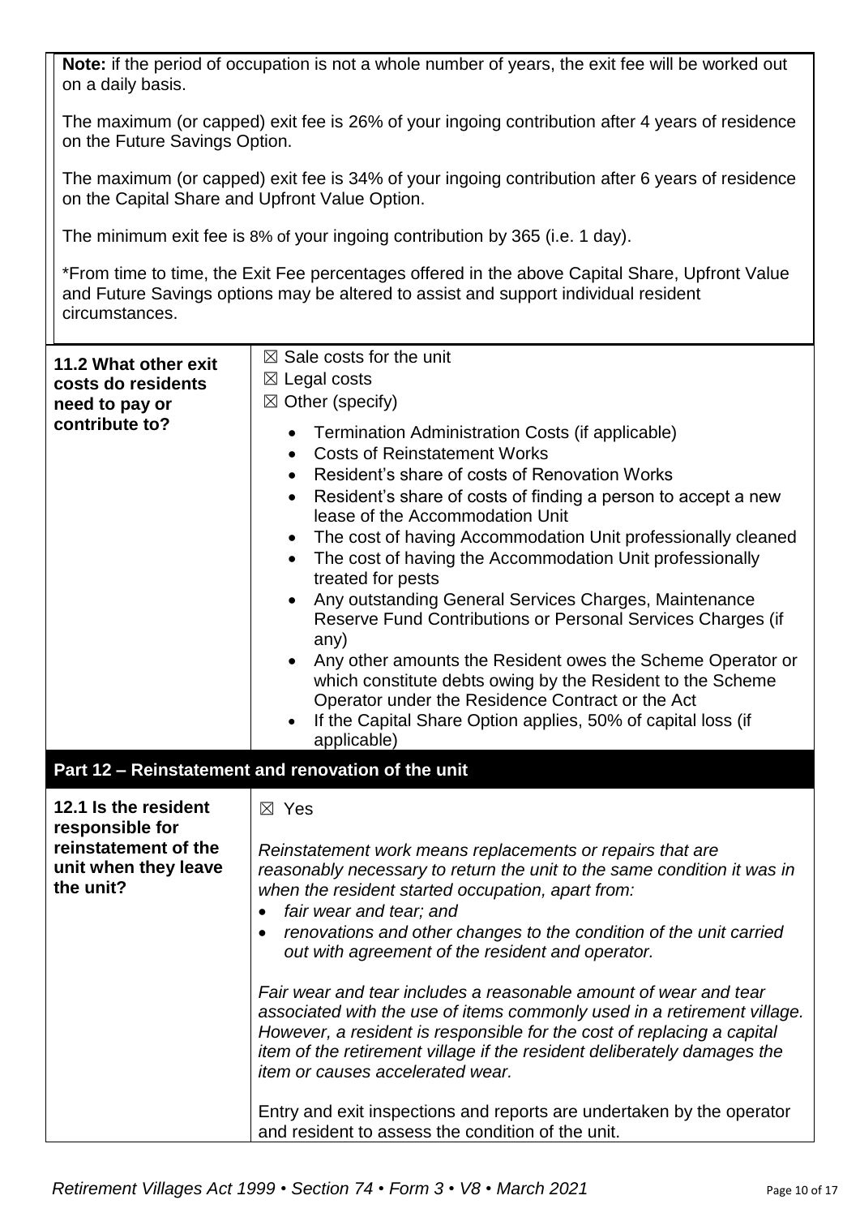**Note:** if the period of occupation is not a whole number of years, the exit fee will be worked out on a daily basis.

The maximum (or capped) exit fee is 26% of your ingoing contribution after 4 years of residence on the Future Savings Option.

The maximum (or capped) exit fee is 34% of your ingoing contribution after 6 years of residence on the Capital Share and Upfront Value Option.

The minimum exit fee is 8% of your ingoing contribution by 365 (i.e. 1 day).

*From time to time, the Exit Fee percentages offered in the above Capital Share, Upfront Value and Future Savings options may be altered to assist and support individual resident circumstances.

| | |
|---|---|
| **11.2 What other exit costs do residents need to pay or contribute to?** | ☒ Sale costs for the unit<br>☒ Legal costs<br>☒ Other (specify)<br>• Termination Administration Costs (if applicable)<br>• Costs of Reinstatement Works<br>• Resident's share of costs of Renovation Works<br>• Resident's share of costs of finding a person to accept a new lease of the Accommodation Unit<br>• The cost of having Accommodation Unit professionally cleaned<br>• The cost of having the Accommodation Unit professionally treated for pests<br>• Any outstanding General Services Charges, Maintenance Reserve Fund Contributions or Personal Services Charges (if any)<br>• Any other amounts the Resident owes the Scheme Operator or which constitute debts owing by the Resident to the Scheme Operator under the Residence Contract or the Act<br>• If the Capital Share Option applies, 50% of capital loss (if applicable) |

## Part 12 – Reinstatement and renovation of the unit

| | |
|---|---|
| **12.1 Is the resident responsible for reinstatement of the unit when they leave the unit?** | ☒ Yes<br><br>*Reinstatement work means replacements or repairs that are reasonably necessary to return the unit to the same condition it was in when the resident started occupation, apart from:*<br>• *fair wear and tear; and*<br>• *renovations and other changes to the condition of the unit carried out with agreement of the resident and operator.*<br><br>*Fair wear and tear includes a reasonable amount of wear and tear associated with the use of items commonly used in a retirement village. However, a resident is responsible for the cost of replacing a capital item of the retirement village if the resident deliberately damages the item or causes accelerated wear.*<br><br>Entry and exit inspections and reports are undertaken by the operator and resident to assess the condition of the unit. |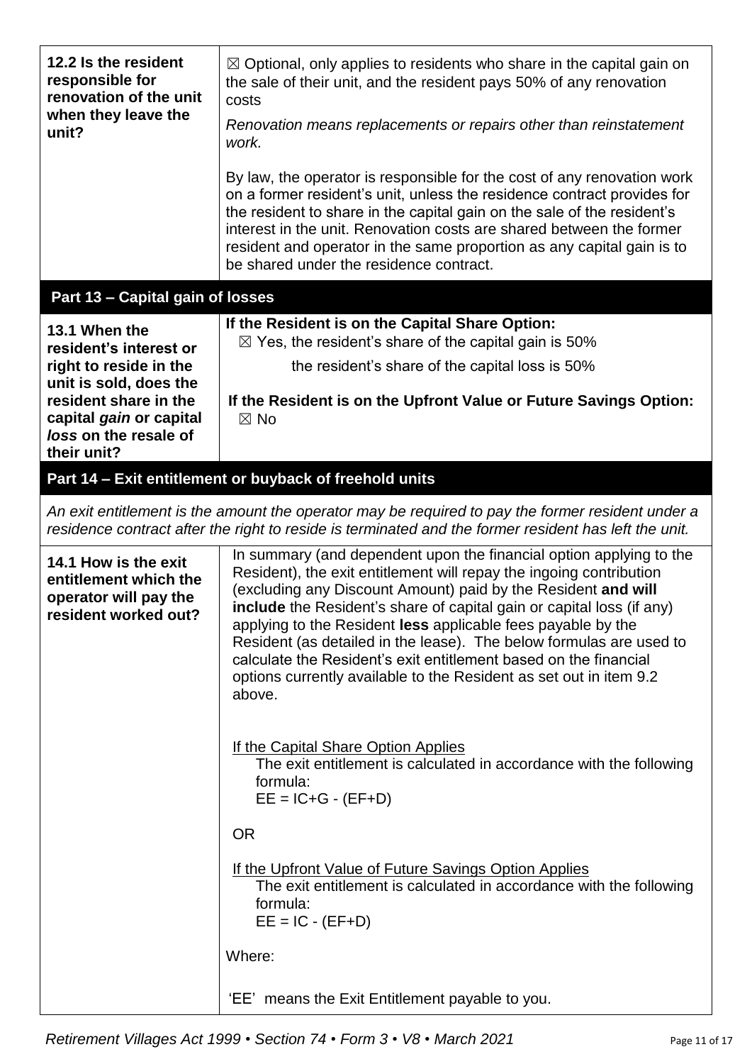| | |
|---|---|
| **12.2 Is the resident responsible for renovation of the unit when they leave the unit?** | ☒ Optional, only applies to residents who share in the capital gain on the sale of their unit, and the resident pays 50% of any renovation costs<br><br>*Renovation means replacements or repairs other than reinstatement work.*<br><br>By law, the operator is responsible for the cost of any renovation work on a former resident's unit, unless the residence contract provides for the resident to share in the capital gain on the sale of the resident's interest in the unit. Renovation costs are shared between the former resident and operator in the same proportion as any capital gain is to be shared under the residence contract. |

## Part 13 – Capital gain of losses

| | |
|---|---|
| **13.1 When the resident's interest or right to reside in the unit is sold, does the resident share in the capital *gain* or capital *loss* on the resale of their unit?** | **If the Resident is on the Capital Share Option:**<br>☒ Yes, the resident's share of the capital gain is 50%<br>the resident's share of the capital loss is 50%<br><br>**If the Resident is on the Upfront Value or Future Savings Option:**<br>☒ No |

## Part 14 – Exit entitlement or buyback of freehold units

*An exit entitlement is the amount the operator may be required to pay the former resident under a residence contract after the right to reside is terminated and the former resident has left the unit.*

| | |
|---|---|
| **14.1 How is the exit entitlement which the operator will pay the resident worked out?** | In summary (and dependent upon the financial option applying to the Resident), the exit entitlement will repay the ingoing contribution (excluding any Discount Amount) paid by the Resident **and will include** the Resident's share of capital gain or capital loss (if any) applying to the Resident **less** applicable fees payable by the Resident (as detailed in the lease). The below formulas are used to calculate the Resident's exit entitlement based on the financial options currently available to the Resident as set out in item 9.2 above.<br><br><u>If the Capital Share Option Applies</u><br>The exit entitlement is calculated in accordance with the following formula:<br>EE = IC+G - (EF+D)<br><br>OR<br><br><u>If the Upfront Value of Future Savings Option Applies</u><br>The exit entitlement is calculated in accordance with the following formula:<br>EE = IC - (EF+D)<br><br>Where:<br><br>'EE' means the Exit Entitlement payable to you. |

*Retirement Villages Act 1999 • Section 74 • Form 3 • V8 • March 2021*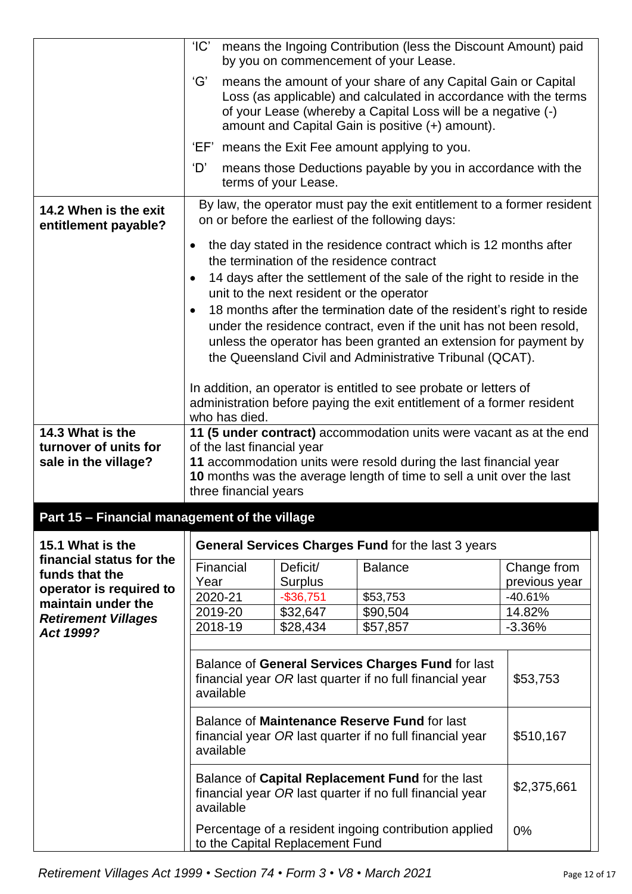| | |
|---|---|
| | 'IC' means the Ingoing Contribution (less the Discount Amount) paid by you on commencement of your Lease.<br>'G' means the amount of your share of any Capital Gain or Capital Loss (as applicable) and calculated in accordance with the terms of your Lease (whereby a Capital Loss will be a negative (-) amount and Capital Gain is positive (+) amount).<br>'EF' means the Exit Fee amount applying to you.<br>'D' means those Deductions payable by you in accordance with the terms of your Lease. |
| **14.2 When is the exit entitlement payable?** | By law, the operator must pay the exit entitlement to a former resident on or before the earliest of the following days:<br>• the day stated in the residence contract which is 12 months after the termination of the residence contract<br>• 14 days after the settlement of the sale of the right to reside in the unit to the next resident or the operator<br>• 18 months after the termination date of the resident's right to reside under the residence contract, even if the unit has not been resold, unless the operator has been granted an extension for payment by the Queensland Civil and Administrative Tribunal (QCAT).<br><br>In addition, an operator is entitled to see probate or letters of administration before paying the exit entitlement of a former resident who has died. |
| **14.3 What is the turnover of units for sale in the village?** | **11 (5 under contract)** accommodation units were vacant as at the end of the last financial year<br>**11** accommodation units were resold during the last financial year<br>**10** months was the average length of time to sell a unit over the last three financial years |

## Part 15 – Financial management of the village

**15.1 What is the financial status for the funds that the operator is required to maintain under the *Retirement Villages Act 1999*?**

**General Services Charges Fund** for the last 3 years

| Financial Year | Deficit/ Surplus | Balance | Change from previous year |
|---|---|---|---|
| 2020-21 | -$36,751 | $53,753 | -40.61% |
| 2019-20 | $32,647 | $90,504 | 14.82% |
| 2018-19 | $28,434 | $57,857 | -3.36% |

| | |
|---|---|
| Balance of **General Services Charges Fund** for last financial year *OR* last quarter if no full financial year available | $53,753 |
| Balance of **Maintenance Reserve Fund** for last financial year *OR* last quarter if no full financial year available | $510,167 |
| Balance of **Capital Replacement Fund** for the last financial year *OR* last quarter if no full financial year available | $2,375,661 |
| Percentage of a resident ingoing contribution applied to the Capital Replacement Fund | 0% |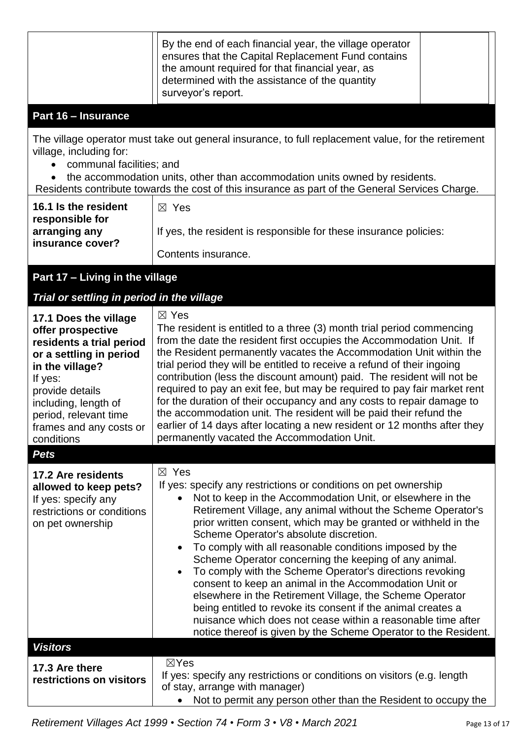| | By the end of each financial year, the village operator ensures that the Capital Replacement Fund contains the amount required for that financial year, as determined with the assistance of the quantity surveyor's report. | |
|---|---|---|

## Part 16 – Insurance

The village operator must take out general insurance, to full replacement value, for the retirement village, including for:

- communal facilities; and
- the accommodation units, other than accommodation units owned by residents.

Residents contribute towards the cost of this insurance as part of the General Services Charge.

| | |
|---|---|
| **16.1 Is the resident responsible for arranging any insurance cover?** | ☒ Yes<br><br>If yes, the resident is responsible for these insurance policies:<br><br>Contents insurance. |

## Part 17 – Living in the village

### *Trial or settling in period in the village*

| | |
|---|---|
| **17.1 Does the village offer prospective residents a trial period or a settling in period in the village?**<br>If yes:<br>provide details including, length of period, relevant time frames and any costs or conditions | ☒ Yes<br>The resident is entitled to a three (3) month trial period commencing from the date the resident first occupies the Accommodation Unit. If the Resident permanently vacates the Accommodation Unit within the trial period they will be entitled to receive a refund of their ingoing contribution (less the discount amount) paid. The resident will not be required to pay an exit fee, but may be required to pay fair market rent for the duration of their occupancy and any costs to repair damage to the accommodation unit. The resident will be paid their refund the earlier of 14 days after locating a new resident or 12 months after they permanently vacated the Accommodation Unit. |

### *Pets*

| | |
|---|---|
| **17.2 Are residents allowed to keep pets?**<br>If yes: specify any restrictions or conditions on pet ownership | ☒ Yes<br>If yes: specify any restrictions or conditions on pet ownership<br>• Not to keep in the Accommodation Unit, or elsewhere in the Retirement Village, any animal without the Scheme Operator's prior written consent, which may be granted or withheld in the Scheme Operator's absolute discretion.<br>• To comply with all reasonable conditions imposed by the Scheme Operator concerning the keeping of any animal.<br>• To comply with the Scheme Operator's directions revoking consent to keep an animal in the Accommodation Unit or elsewhere in the Retirement Village, the Scheme Operator being entitled to revoke its consent if the animal creates a nuisance which does not cease within a reasonable time after notice thereof is given by the Scheme Operator to the Resident. |

### *Visitors*

| | |
|---|---|
| **17.3 Are there restrictions on visitors** | ☒Yes<br>If yes: specify any restrictions or conditions on visitors (e.g. length of stay, arrange with manager)<br>• Not to permit any person other than the Resident to occupy the |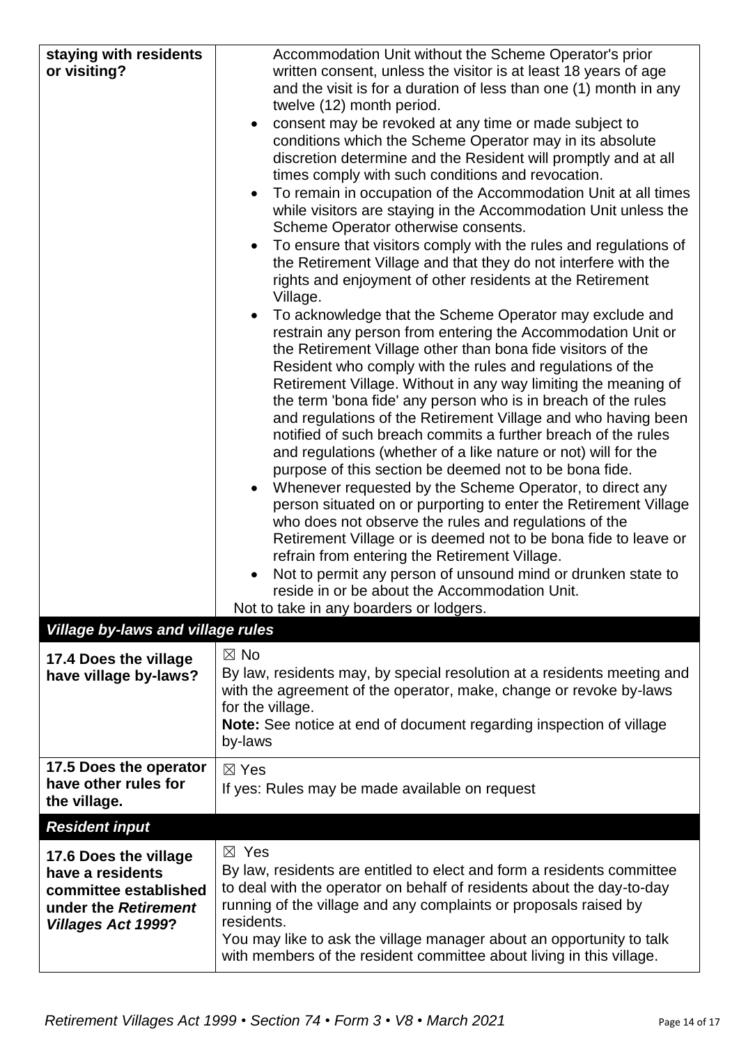| | |
|---|---|
| **staying with residents or visiting?** | Accommodation Unit without the Scheme Operator's prior written consent, unless the visitor is at least 18 years of age and the visit is for a duration of less than one (1) month in any twelve (12) month period.<br>• consent may be revoked at any time or made subject to conditions which the Scheme Operator may in its absolute discretion determine and the Resident will promptly and at all times comply with such conditions and revocation.<br>• To remain in occupation of the Accommodation Unit at all times while visitors are staying in the Accommodation Unit unless the Scheme Operator otherwise consents.<br>• To ensure that visitors comply with the rules and regulations of the Retirement Village and that they do not interfere with the rights and enjoyment of other residents at the Retirement Village.<br>• To acknowledge that the Scheme Operator may exclude and restrain any person from entering the Accommodation Unit or the Retirement Village other than bona fide visitors of the Resident who comply with the rules and regulations of the Retirement Village. Without in any way limiting the meaning of the term 'bona fide' any person who is in breach of the rules and regulations of the Retirement Village and who having been notified of such breach commits a further breach of the rules and regulations (whether of a like nature or not) will for the purpose of this section be deemed not to be bona fide.<br>• Whenever requested by the Scheme Operator, to direct any person situated on or purporting to enter the Retirement Village who does not observe the rules and regulations of the Retirement Village or is deemed not to be bona fide to leave or refrain from entering the Retirement Village.<br>• Not to permit any person of unsound mind or drunken state to reside in or be about the Accommodation Unit.<br>Not to take in any boarders or lodgers. |
| ***Village by-laws and village rules*** | |
| **17.4 Does the village have village by-laws?** | ☒ No<br>By law, residents may, by special resolution at a residents meeting and with the agreement of the operator, make, change or revoke by-laws for the village.<br>**Note:** See notice at end of document regarding inspection of village by-laws |
| **17.5 Does the operator have other rules for the village.** | ☒ Yes<br>If yes: Rules may be made available on request |
| ***Resident input*** | |
| **17.6 Does the village have a residents committee established under the *Retirement Villages Act 1999*?** | ☒ Yes<br>By law, residents are entitled to elect and form a residents committee to deal with the operator on behalf of residents about the day-to-day running of the village and any complaints or proposals raised by residents.<br>You may like to ask the village manager about an opportunity to talk with members of the resident committee about living in this village. |

*Retirement Villages Act 1999 • Section 74 • Form 3 • V8 • March 2021*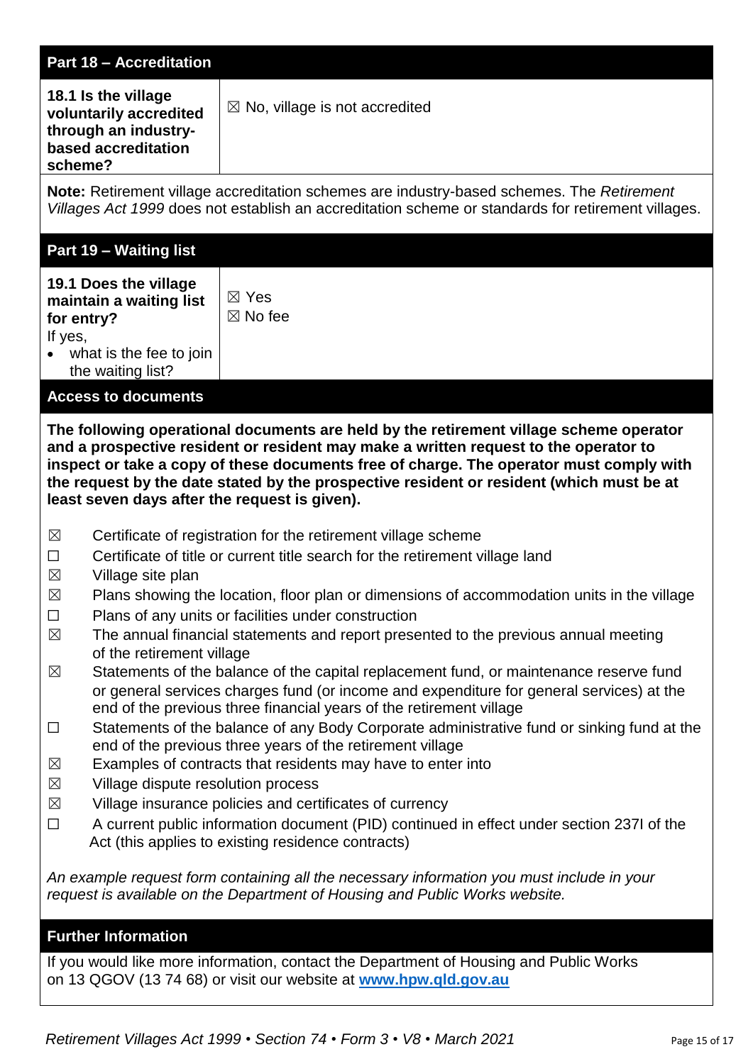## Part 18 – Accreditation

| **18.1 Is the village voluntarily accredited through an industry-based accreditation scheme?** | ☒ No, village is not accredited |
|---|---|

**Note:** Retirement village accreditation schemes are industry-based schemes. The *Retirement Villages Act 1999* does not establish an accreditation scheme or standards for retirement villages.

## Part 19 – Waiting list

| **19.1 Does the village maintain a waiting list for entry?** If yes, • what is the fee to join the waiting list? | ☒ Yes ☒ No fee |
|---|---|

## Access to documents

**The following operational documents are held by the retirement village scheme operator and a prospective resident or resident may make a written request to the operator to inspect or take a copy of these documents free of charge. The operator must comply with the request by the date stated by the prospective resident or resident (which must be at least seven days after the request is given).**

- ☒ Certificate of registration for the retirement village scheme
- ☐ Certificate of title or current title search for the retirement village land
- ☒ Village site plan
- ☒ Plans showing the location, floor plan or dimensions of accommodation units in the village
- ☐ Plans of any units or facilities under construction
- ☒ The annual financial statements and report presented to the previous annual meeting of the retirement village
- ☒ Statements of the balance of the capital replacement fund, or maintenance reserve fund or general services charges fund (or income and expenditure for general services) at the end of the previous three financial years of the retirement village
- ☐ Statements of the balance of any Body Corporate administrative fund or sinking fund at the end of the previous three years of the retirement village
- ☒ Examples of contracts that residents may have to enter into
- ☒ Village dispute resolution process
- ☒ Village insurance policies and certificates of currency
- ☐ A current public information document (PID) continued in effect under section 237I of the Act (this applies to existing residence contracts)

*An example request form containing all the necessary information you must include in your request is available on the Department of Housing and Public Works website.*

## Further Information

If you would like more information, contact the Department of Housing and Public Works on 13 QGOV (13 74 68) or visit our website at **www.hpw.qld.gov.au**

*Retirement Villages Act 1999 • Section 74 • Form 3 • V8 • March 2021*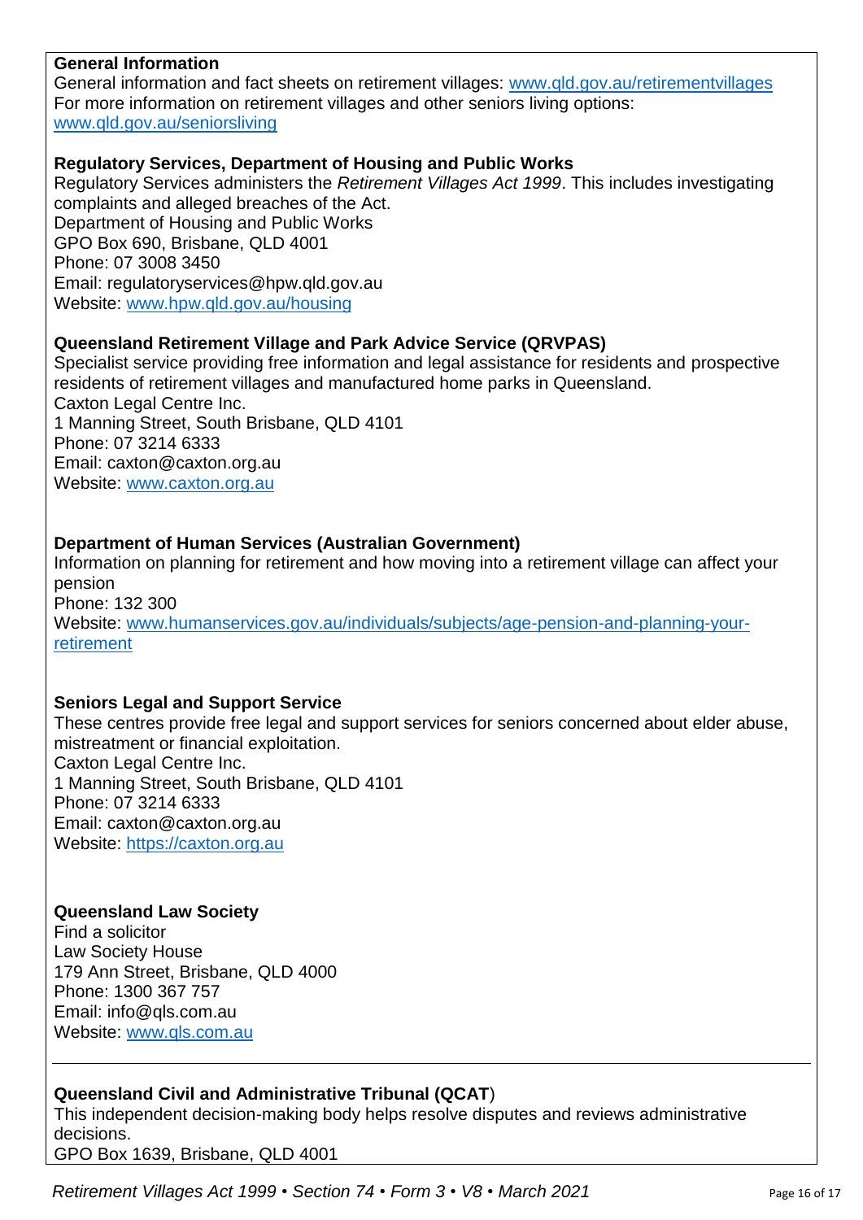**General Information**
General information and fact sheets on retirement villages: [www.qld.gov.au/retirementvillages](www.qld.gov.au/retirementvillages)
For more information on retirement villages and other seniors living options:
[www.qld.gov.au/seniorsliving](www.qld.gov.au/seniorsliving)

**Regulatory Services, Department of Housing and Public Works**
Regulatory Services administers the *Retirement Villages Act 1999*. This includes investigating complaints and alleged breaches of the Act.
Department of Housing and Public Works
GPO Box 690, Brisbane, QLD 4001
Phone: 07 3008 3450
Email: regulatoryservices@hpw.qld.gov.au
Website: [www.hpw.qld.gov.au/housing](www.hpw.qld.gov.au/housing)

**Queensland Retirement Village and Park Advice Service (QRVPAS)**
Specialist service providing free information and legal assistance for residents and prospective residents of retirement villages and manufactured home parks in Queensland.
Caxton Legal Centre Inc.
1 Manning Street, South Brisbane, QLD 4101
Phone: 07 3214 6333
Email: caxton@caxton.org.au
Website: [www.caxton.org.au](www.caxton.org.au)

**Department of Human Services (Australian Government)**
Information on planning for retirement and how moving into a retirement village can affect your pension
Phone: 132 300
Website: [www.humanservices.gov.au/individuals/subjects/age-pension-and-planning-your-retirement](www.humanservices.gov.au/individuals/subjects/age-pension-and-planning-your-retirement)

**Seniors Legal and Support Service**
These centres provide free legal and support services for seniors concerned about elder abuse, mistreatment or financial exploitation.
Caxton Legal Centre Inc.
1 Manning Street, South Brisbane, QLD 4101
Phone: 07 3214 6333
Email: caxton@caxton.org.au
Website: [https://caxton.org.au](https://caxton.org.au)

**Queensland Law Society**
Find a solicitor
Law Society House
179 Ann Street, Brisbane, QLD 4000
Phone: 1300 367 757
Email: info@qls.com.au
Website: [www.qls.com.au](www.qls.com.au)

---

**Queensland Civil and Administrative Tribunal (QCAT**)
This independent decision-making body helps resolve disputes and reviews administrative decisions.
GPO Box 1639, Brisbane, QLD 4001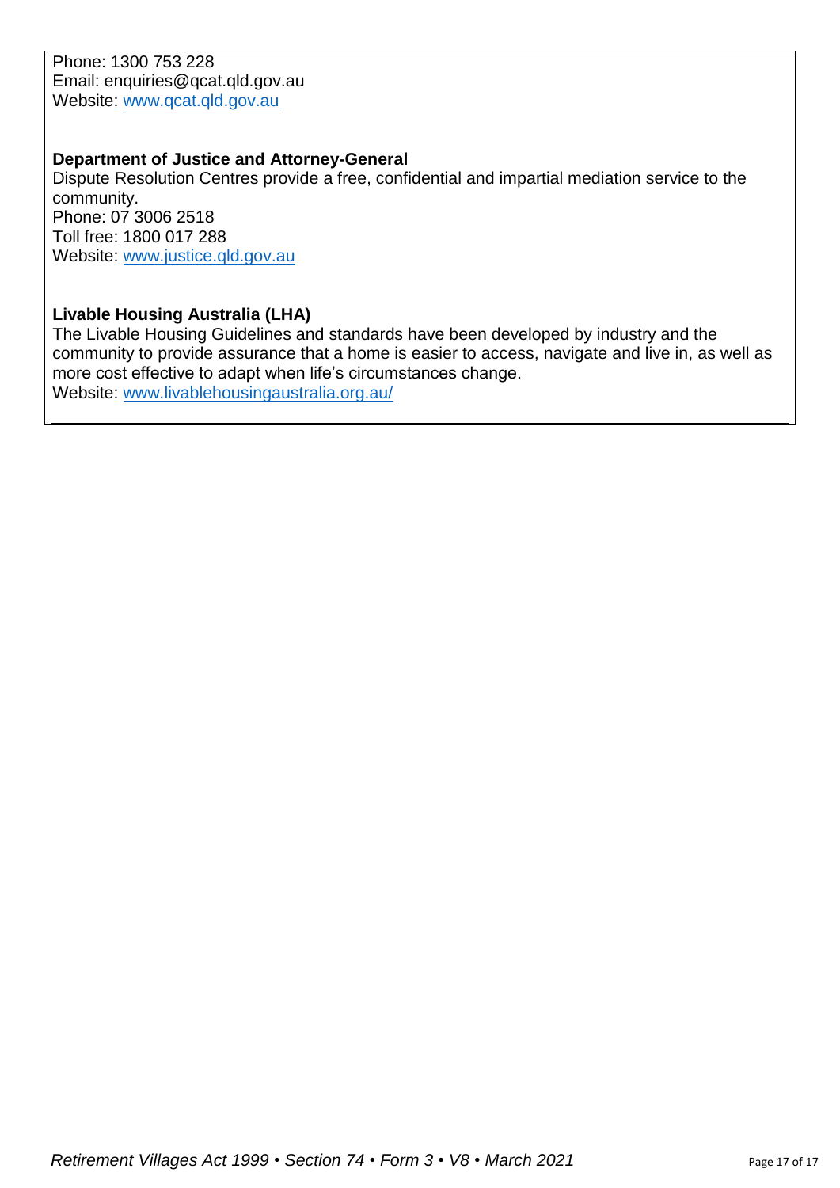Phone: 1300 753 228
Email: enquiries@qcat.qld.gov.au
Website: [www.qcat.qld.gov.au](http://www.qcat.qld.gov.au)

**Department of Justice and Attorney-General**
Dispute Resolution Centres provide a free, confidential and impartial mediation service to the community.
Phone: 07 3006 2518
Toll free: 1800 017 288
Website: [www.justice.qld.gov.au](http://www.justice.qld.gov.au)

**Livable Housing Australia (LHA)**
The Livable Housing Guidelines and standards have been developed by industry and the community to provide assurance that a home is easier to access, navigate and live in, as well as more cost effective to adapt when life's circumstances change.
Website: [www.livablehousingaustralia.org.au/](http://www.livablehousingaustralia.org.au/)